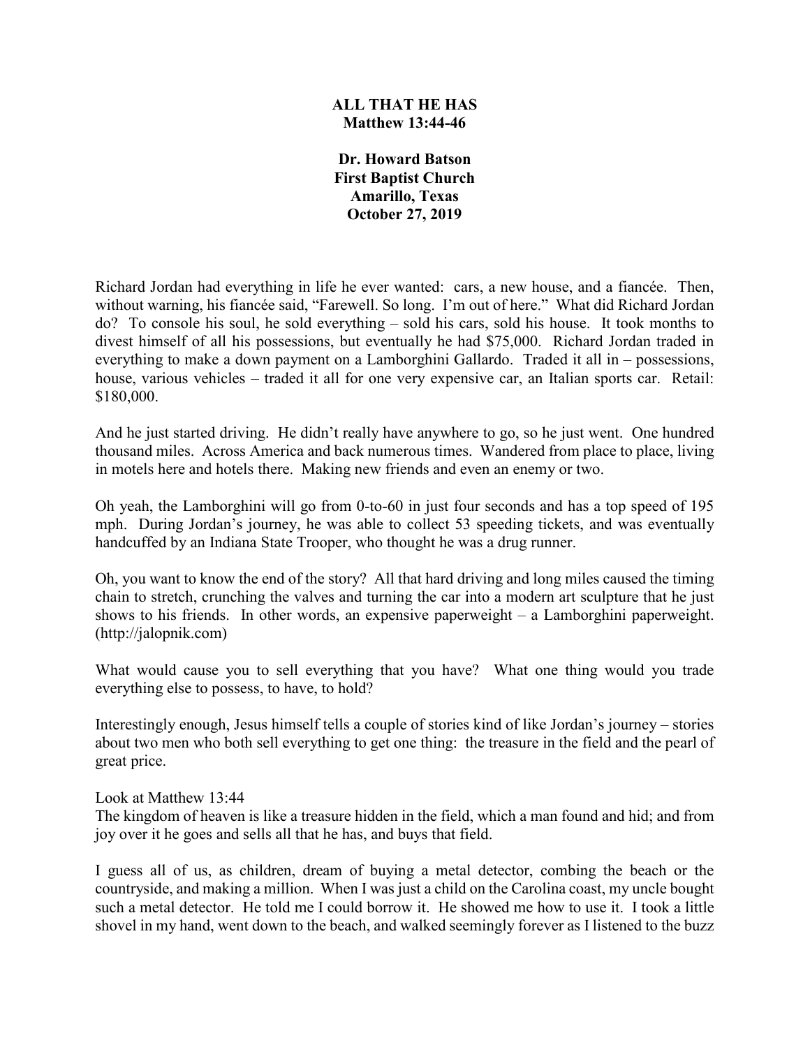# ALL THAT HE HAS
## Matthew 13:44-46

**Dr. Howard Batson**
**First Baptist Church**
**Amarillo, Texas**
**October 27, 2019**

Richard Jordan had everything in life he ever wanted: cars, a new house, and a fiancée. Then, without warning, his fiancée said, "Farewell. So long. I'm out of here." What did Richard Jordan do? To console his soul, he sold everything – sold his cars, sold his house. It took months to divest himself of all his possessions, but eventually he had $75,000. Richard Jordan traded in everything to make a down payment on a Lamborghini Gallardo. Traded it all in – possessions, house, various vehicles – traded it all for one very expensive car, an Italian sports car. Retail: $180,000.

And he just started driving. He didn't really have anywhere to go, so he just went. One hundred thousand miles. Across America and back numerous times. Wandered from place to place, living in motels here and hotels there. Making new friends and even an enemy or two.

Oh yeah, the Lamborghini will go from 0-to-60 in just four seconds and has a top speed of 195 mph. During Jordan's journey, he was able to collect 53 speeding tickets, and was eventually handcuffed by an Indiana State Trooper, who thought he was a drug runner.

Oh, you want to know the end of the story? All that hard driving and long miles caused the timing chain to stretch, crunching the valves and turning the car into a modern art sculpture that he just shows to his friends. In other words, an expensive paperweight – a Lamborghini paperweight. (http://jalopnik.com)

What would cause you to sell everything that you have? What one thing would you trade everything else to possess, to have, to hold?

Interestingly enough, Jesus himself tells a couple of stories kind of like Jordan's journey – stories about two men who both sell everything to get one thing: the treasure in the field and the pearl of great price.

Look at Matthew 13:44
The kingdom of heaven is like a treasure hidden in the field, which a man found and hid; and from joy over it he goes and sells all that he has, and buys that field.

I guess all of us, as children, dream of buying a metal detector, combing the beach or the countryside, and making a million. When I was just a child on the Carolina coast, my uncle bought such a metal detector. He told me I could borrow it. He showed me how to use it. I took a little shovel in my hand, went down to the beach, and walked seemingly forever as I listened to the buzz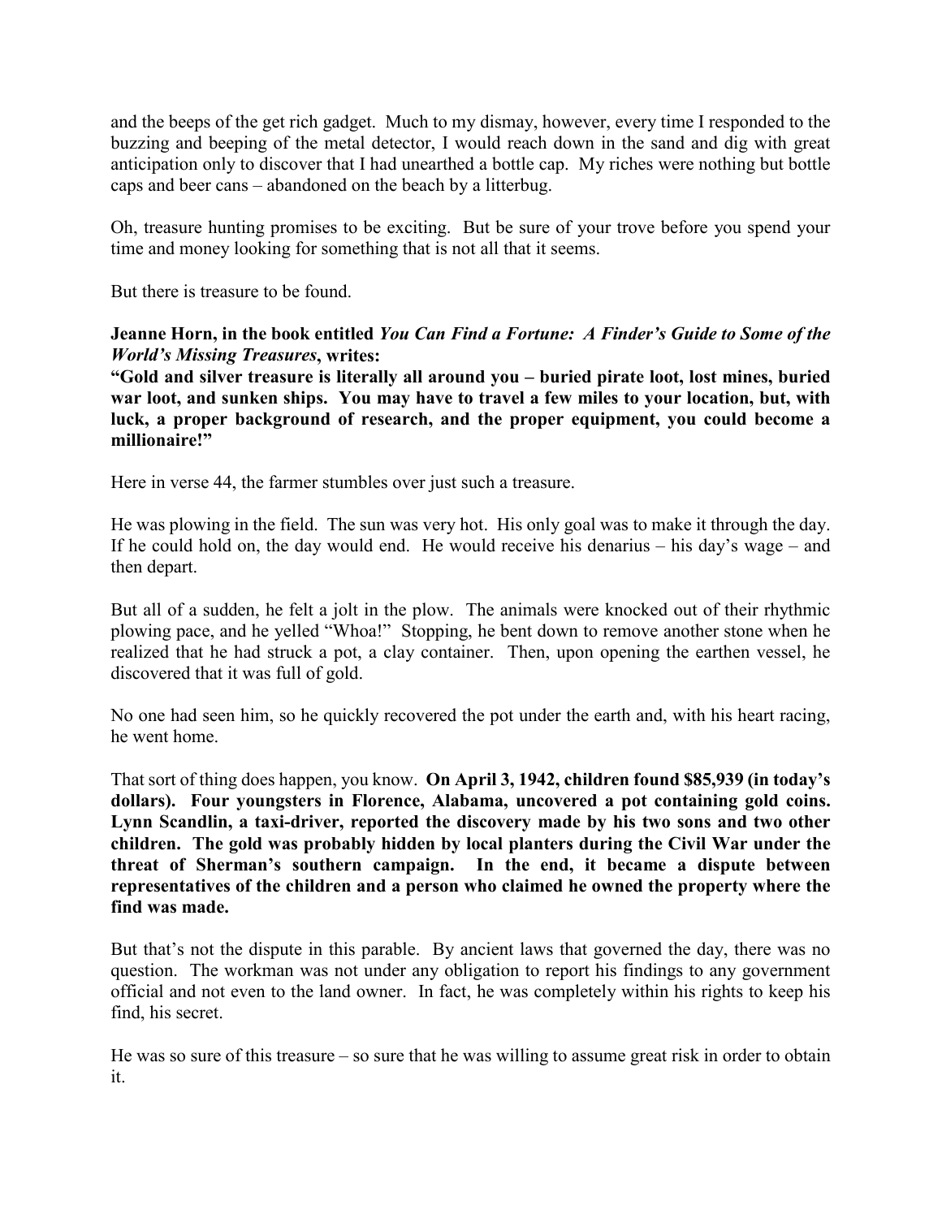and the beeps of the get rich gadget. Much to my dismay, however, every time I responded to the buzzing and beeping of the metal detector, I would reach down in the sand and dig with great anticipation only to discover that I had unearthed a bottle cap. My riches were nothing but bottle caps and beer cans – abandoned on the beach by a litterbug.

Oh, treasure hunting promises to be exciting. But be sure of your trove before you spend your time and money looking for something that is not all that it seems.

But there is treasure to be found.

**Jeanne Horn, in the book entitled *You Can Find a Fortune: A Finder's Guide to Some of the World's Missing Treasures*, writes:**
**"Gold and silver treasure is literally all around you – buried pirate loot, lost mines, buried war loot, and sunken ships. You may have to travel a few miles to your location, but, with luck, a proper background of research, and the proper equipment, you could become a millionaire!"**

Here in verse 44, the farmer stumbles over just such a treasure.

He was plowing in the field. The sun was very hot. His only goal was to make it through the day. If he could hold on, the day would end. He would receive his denarius – his day's wage – and then depart.

But all of a sudden, he felt a jolt in the plow. The animals were knocked out of their rhythmic plowing pace, and he yelled "Whoa!" Stopping, he bent down to remove another stone when he realized that he had struck a pot, a clay container. Then, upon opening the earthen vessel, he discovered that it was full of gold.

No one had seen him, so he quickly recovered the pot under the earth and, with his heart racing, he went home.

That sort of thing does happen, you know. **On April 3, 1942, children found $85,939 (in today's dollars). Four youngsters in Florence, Alabama, uncovered a pot containing gold coins. Lynn Scandlin, a taxi-driver, reported the discovery made by his two sons and two other children. The gold was probably hidden by local planters during the Civil War under the threat of Sherman's southern campaign. In the end, it became a dispute between representatives of the children and a person who claimed he owned the property where the find was made.**

But that's not the dispute in this parable. By ancient laws that governed the day, there was no question. The workman was not under any obligation to report his findings to any government official and not even to the land owner. In fact, he was completely within his rights to keep his find, his secret.

He was so sure of this treasure – so sure that he was willing to assume great risk in order to obtain it.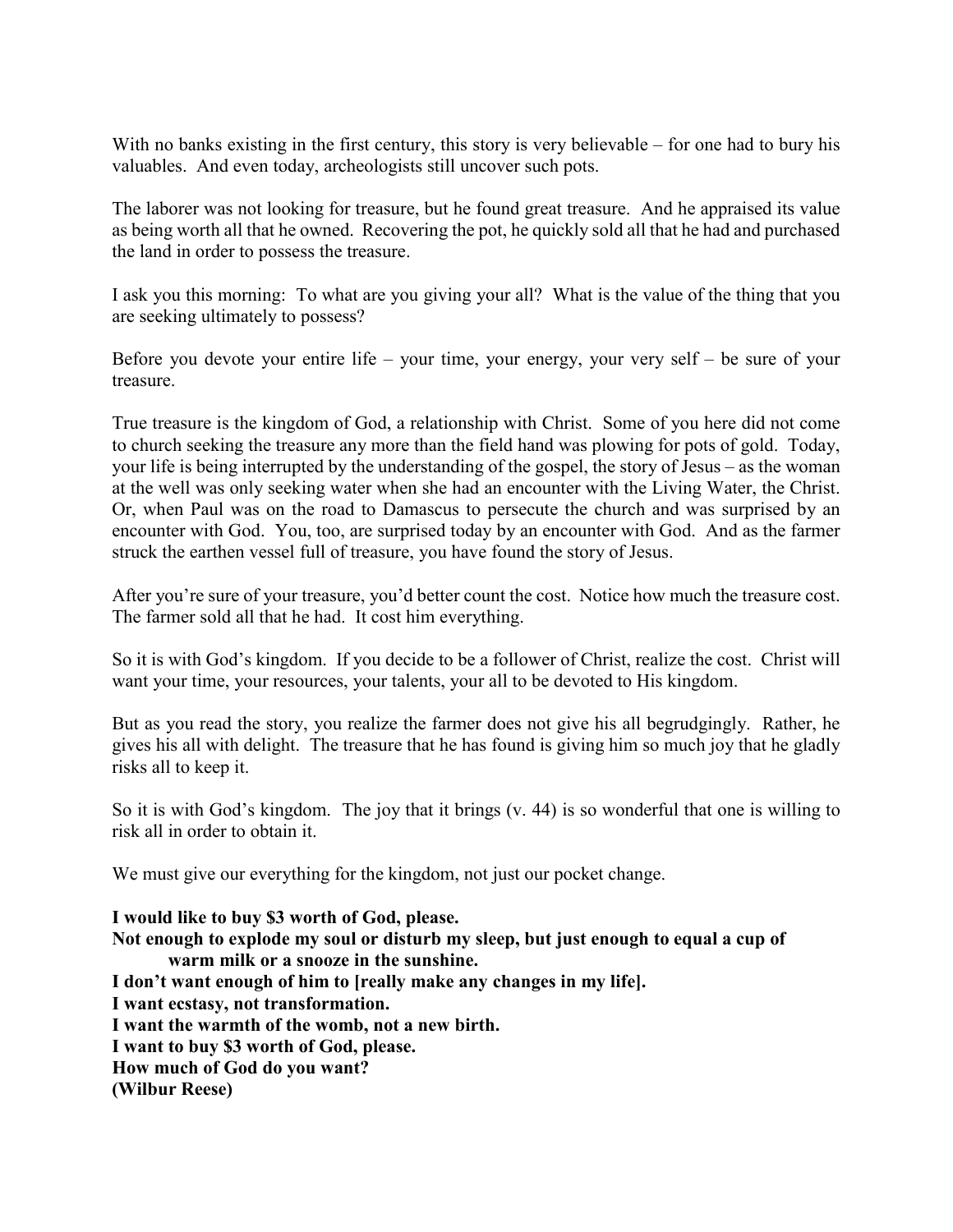With no banks existing in the first century, this story is very believable – for one had to bury his valuables. And even today, archeologists still uncover such pots.

The laborer was not looking for treasure, but he found great treasure. And he appraised its value as being worth all that he owned. Recovering the pot, he quickly sold all that he had and purchased the land in order to possess the treasure.

I ask you this morning: To what are you giving your all? What is the value of the thing that you are seeking ultimately to possess?

Before you devote your entire life – your time, your energy, your very self – be sure of your treasure.

True treasure is the kingdom of God, a relationship with Christ. Some of you here did not come to church seeking the treasure any more than the field hand was plowing for pots of gold. Today, your life is being interrupted by the understanding of the gospel, the story of Jesus – as the woman at the well was only seeking water when she had an encounter with the Living Water, the Christ. Or, when Paul was on the road to Damascus to persecute the church and was surprised by an encounter with God. You, too, are surprised today by an encounter with God. And as the farmer struck the earthen vessel full of treasure, you have found the story of Jesus.

After you're sure of your treasure, you'd better count the cost. Notice how much the treasure cost. The farmer sold all that he had. It cost him everything.

So it is with God's kingdom. If you decide to be a follower of Christ, realize the cost. Christ will want your time, your resources, your talents, your all to be devoted to His kingdom.

But as you read the story, you realize the farmer does not give his all begrudgingly. Rather, he gives his all with delight. The treasure that he has found is giving him so much joy that he gladly risks all to keep it.

So it is with God's kingdom. The joy that it brings (v. 44) is so wonderful that one is willing to risk all in order to obtain it.

We must give our everything for the kingdom, not just our pocket change.

**I would like to buy $3 worth of God, please.**
**Not enough to explode my soul or disturb my sleep, but just enough to equal a cup of warm milk or a snooze in the sunshine.**
**I don't want enough of him to [really make any changes in my life].**
**I want ecstasy, not transformation.**
**I want the warmth of the womb, not a new birth.**
**I want to buy $3 worth of God, please.**
**How much of God do you want?**
**(Wilbur Reese)**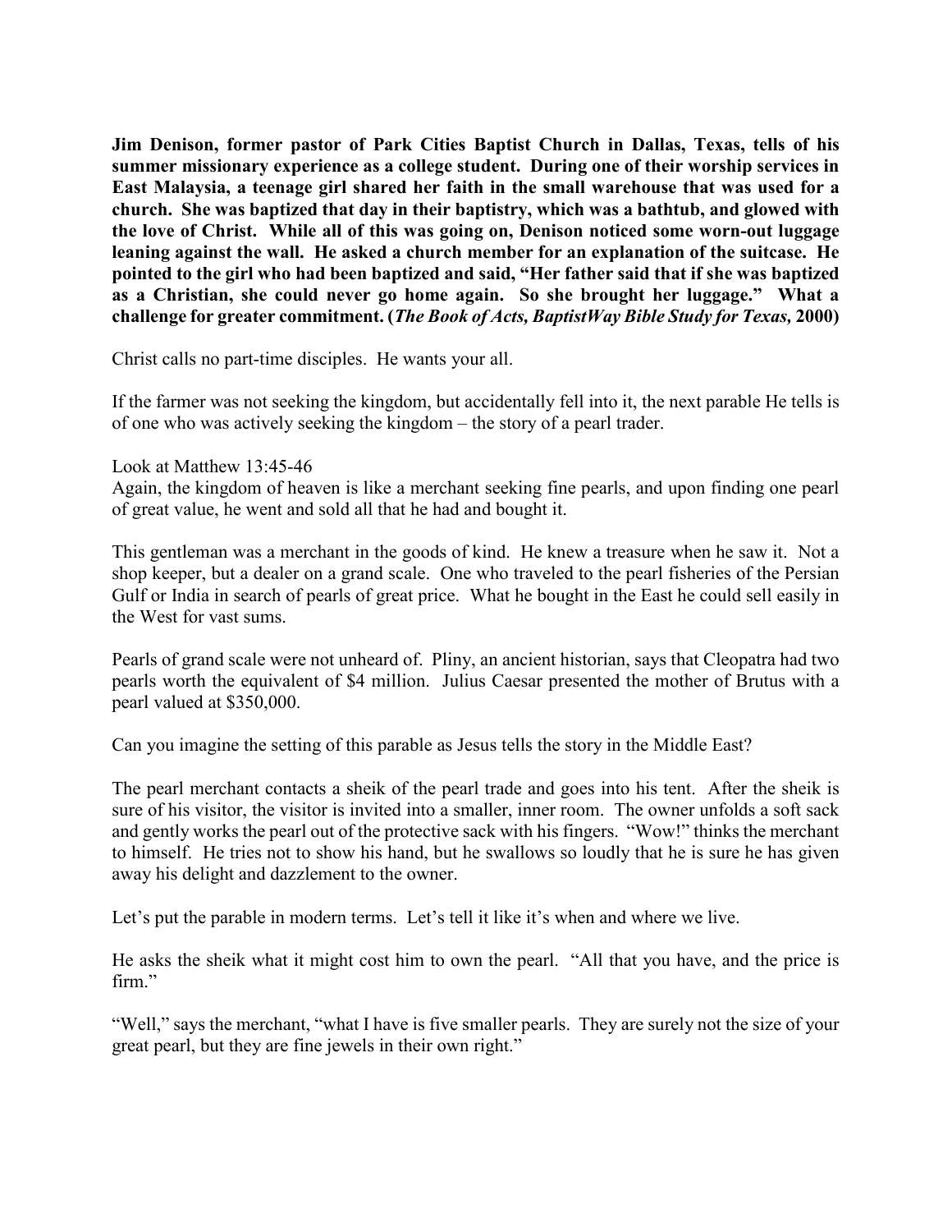**Jim Denison, former pastor of Park Cities Baptist Church in Dallas, Texas, tells of his summer missionary experience as a college student. During one of their worship services in East Malaysia, a teenage girl shared her faith in the small warehouse that was used for a church. She was baptized that day in their baptistry, which was a bathtub, and glowed with the love of Christ. While all of this was going on, Denison noticed some worn-out luggage leaning against the wall. He asked a church member for an explanation of the suitcase. He pointed to the girl who had been baptized and said, "Her father said that if she was baptized as a Christian, she could never go home again. So she brought her luggage." What a challenge for greater commitment. (*The Book of Acts, BaptistWay Bible Study for Texas,* 2000)**

Christ calls no part-time disciples. He wants your all.

If the farmer was not seeking the kingdom, but accidentally fell into it, the next parable He tells is of one who was actively seeking the kingdom – the story of a pearl trader.

Look at Matthew 13:45-46
Again, the kingdom of heaven is like a merchant seeking fine pearls, and upon finding one pearl of great value, he went and sold all that he had and bought it.

This gentleman was a merchant in the goods of kind. He knew a treasure when he saw it. Not a shop keeper, but a dealer on a grand scale. One who traveled to the pearl fisheries of the Persian Gulf or India in search of pearls of great price. What he bought in the East he could sell easily in the West for vast sums.

Pearls of grand scale were not unheard of. Pliny, an ancient historian, says that Cleopatra had two pearls worth the equivalent of $4 million. Julius Caesar presented the mother of Brutus with a pearl valued at $350,000.

Can you imagine the setting of this parable as Jesus tells the story in the Middle East?

The pearl merchant contacts a sheik of the pearl trade and goes into his tent. After the sheik is sure of his visitor, the visitor is invited into a smaller, inner room. The owner unfolds a soft sack and gently works the pearl out of the protective sack with his fingers. "Wow!" thinks the merchant to himself. He tries not to show his hand, but he swallows so loudly that he is sure he has given away his delight and dazzlement to the owner.

Let's put the parable in modern terms. Let's tell it like it's when and where we live.

He asks the sheik what it might cost him to own the pearl. "All that you have, and the price is firm."

"Well," says the merchant, "what I have is five smaller pearls. They are surely not the size of your great pearl, but they are fine jewels in their own right."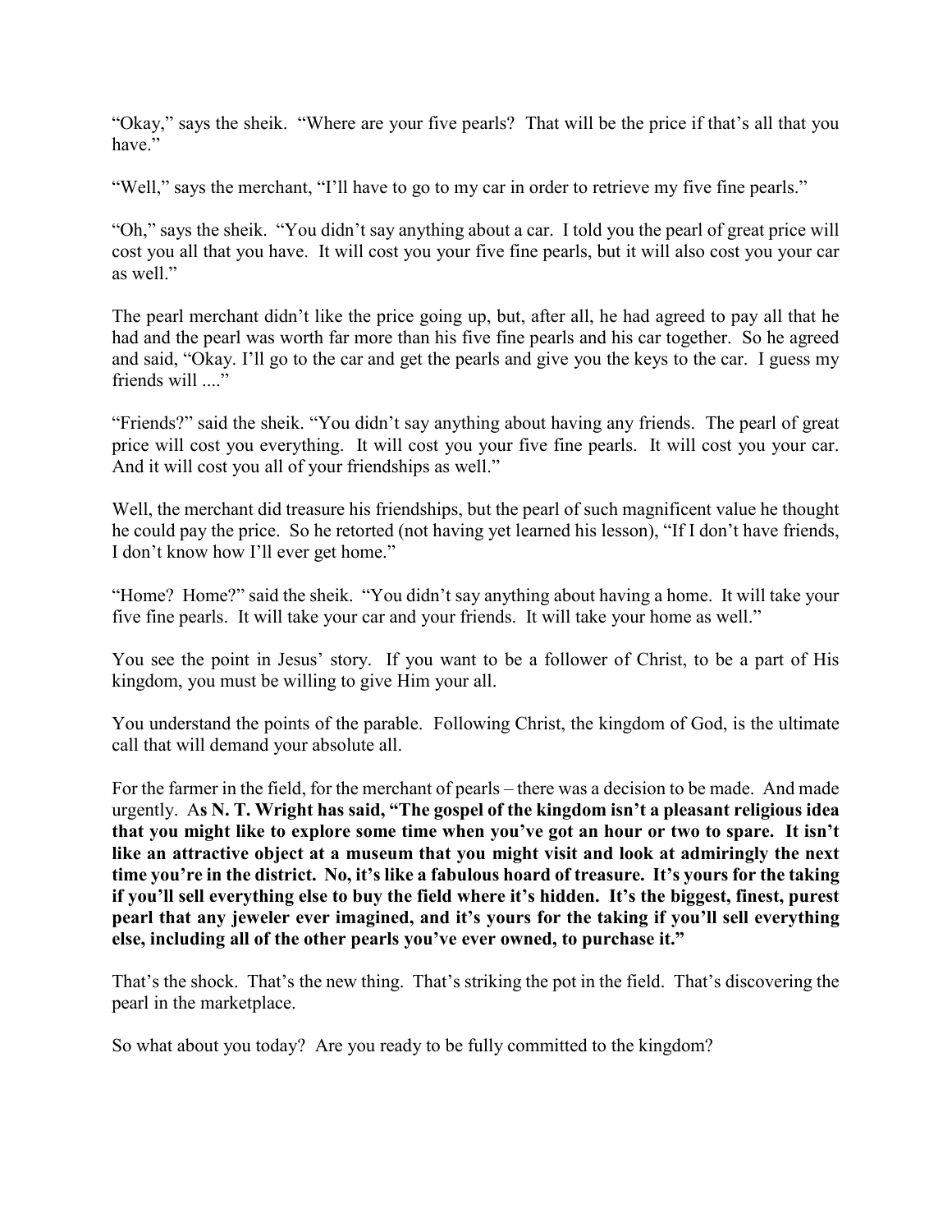"Okay," says the sheik. "Where are your five pearls? That will be the price if that's all that you have."

"Well," says the merchant, "I'll have to go to my car in order to retrieve my five fine pearls."

"Oh," says the sheik. "You didn't say anything about a car. I told you the pearl of great price will cost you all that you have. It will cost you your five fine pearls, but it will also cost you your car as well."

The pearl merchant didn't like the price going up, but, after all, he had agreed to pay all that he had and the pearl was worth far more than his five fine pearls and his car together. So he agreed and said, "Okay. I'll go to the car and get the pearls and give you the keys to the car. I guess my friends will ...."

"Friends?" said the sheik. "You didn't say anything about having any friends. The pearl of great price will cost you everything. It will cost you your five fine pearls. It will cost you your car. And it will cost you all of your friendships as well."

Well, the merchant did treasure his friendships, but the pearl of such magnificent value he thought he could pay the price. So he retorted (not having yet learned his lesson), "If I don't have friends, I don't know how I'll ever get home."

"Home? Home?" said the sheik. "You didn't say anything about having a home. It will take your five fine pearls. It will take your car and your friends. It will take your home as well."

You see the point in Jesus' story. If you want to be a follower of Christ, to be a part of His kingdom, you must be willing to give Him your all.

You understand the points of the parable. Following Christ, the kingdom of God, is the ultimate call that will demand your absolute all.

For the farmer in the field, for the merchant of pearls – there was a decision to be made. And made urgently. A**s N. T. Wright has said, "The gospel of the kingdom isn't a pleasant religious idea that you might like to explore some time when you've got an hour or two to spare. It isn't like an attractive object at a museum that you might visit and look at admiringly the next time you're in the district. No, it's like a fabulous hoard of treasure. It's yours for the taking if you'll sell everything else to buy the field where it's hidden. It's the biggest, finest, purest pearl that any jeweler ever imagined, and it's yours for the taking if you'll sell everything else, including all of the other pearls you've ever owned, to purchase it."**

That's the shock. That's the new thing. That's striking the pot in the field. That's discovering the pearl in the marketplace.

So what about you today? Are you ready to be fully committed to the kingdom?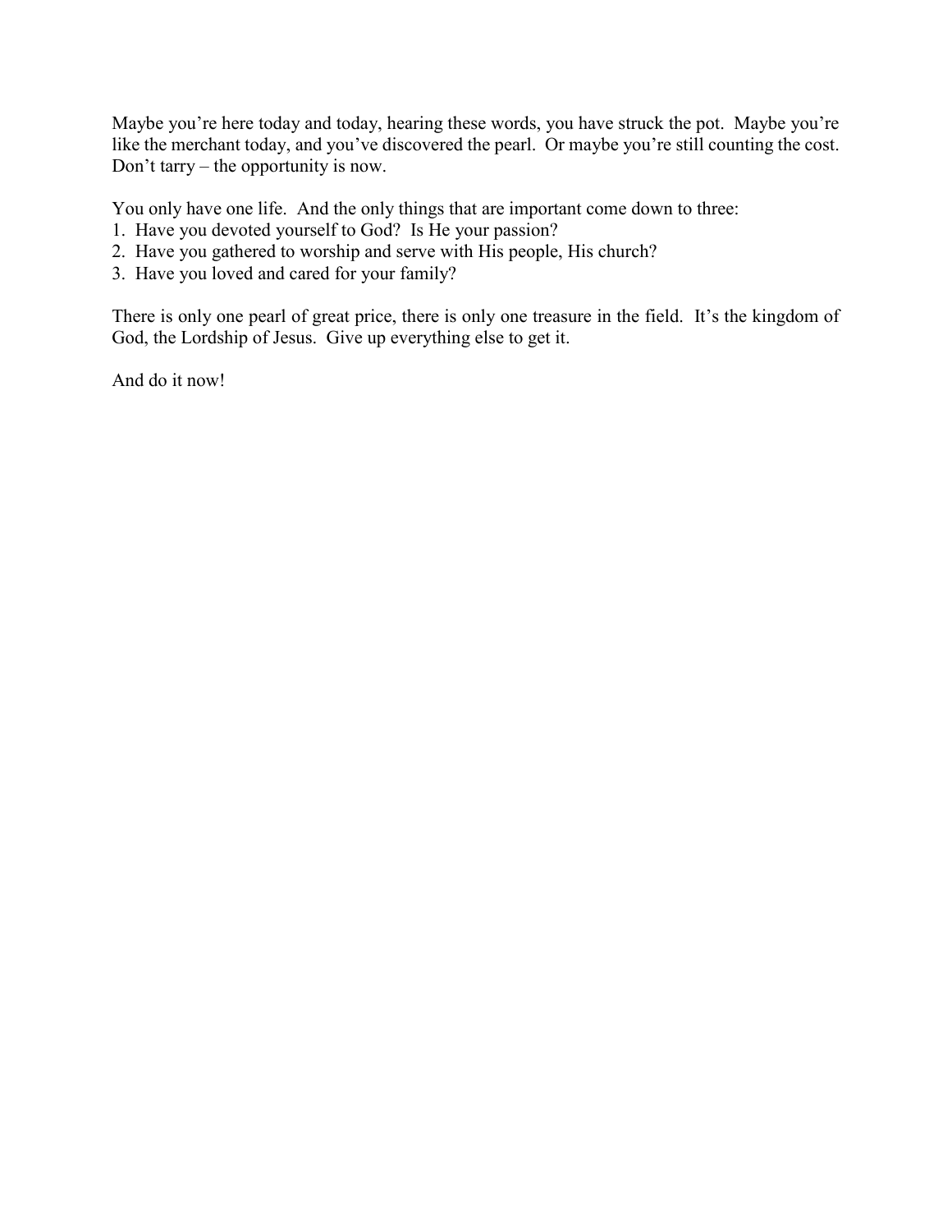Maybe you're here today and today, hearing these words, you have struck the pot. Maybe you're like the merchant today, and you've discovered the pearl. Or maybe you're still counting the cost. Don't tarry – the opportunity is now.

You only have one life. And the only things that are important come down to three:

1. Have you devoted yourself to God? Is He your passion?
2. Have you gathered to worship and serve with His people, His church?
3. Have you loved and cared for your family?

There is only one pearl of great price, there is only one treasure in the field. It's the kingdom of God, the Lordship of Jesus. Give up everything else to get it.

And do it now!